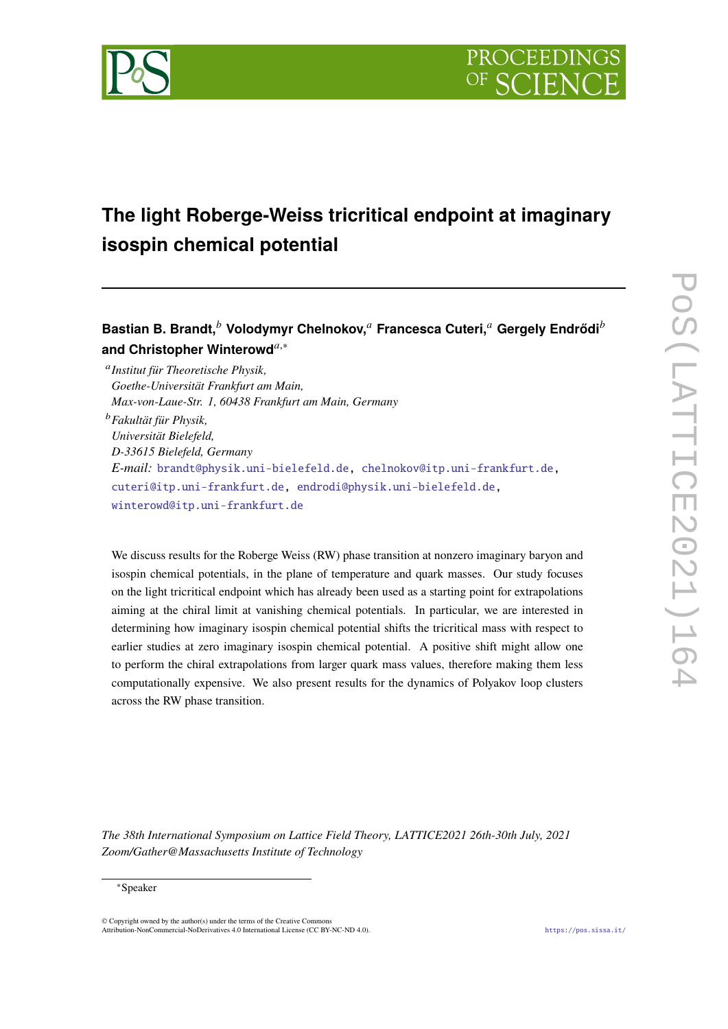# The light Roberge-Weiss tricritical endpoint at imaginary isospin chemical potential

**Bastian B. Brandt,**[b] **Volodymyr Chelnokov,**[a] **Francesca Cuteri,**[a] **Gergely Endrődi**[b] **and Christopher Winterowd**[a,*]

[a] *Institut für Theoretische Physik, Goethe-Universität Frankfurt am Main, Max-von-Laue-Str. 1, 60438 Frankfurt am Main, Germany*

[b] *Fakultät für Physik, Universität Bielefeld, D-33615 Bielefeld, Germany*

*E-mail:* brandt@physik.uni-bielefeld.de, chelnokov@itp.uni-frankfurt.de, cuteri@itp.uni-frankfurt.de, endrodi@physik.uni-bielefeld.de, winterowd@itp.uni-frankfurt.de

We discuss results for the Roberge Weiss (RW) phase transition at nonzero imaginary baryon and isospin chemical potentials, in the plane of temperature and quark masses. Our study focuses on the light tricritical endpoint which has already been used as a starting point for extrapolations aiming at the chiral limit at vanishing chemical potentials. In particular, we are interested in determining how imaginary isospin chemical potential shifts the tricritical mass with respect to earlier studies at zero imaginary isospin chemical potential. A positive shift might allow one to perform the chiral extrapolations from larger quark mass values, therefore making them less computationally expensive. We also present results for the dynamics of Polyakov loop clusters across the RW phase transition.

*The 38th International Symposium on Lattice Field Theory, LATTICE2021 26th-30th July, 2021 Zoom/Gather@Massachusetts Institute of Technology*

*Speaker

© Copyright owned by the author(s) under the terms of the Creative Commons Attribution-NonCommercial-NoDerivatives 4.0 International License (CC BY-NC-ND 4.0).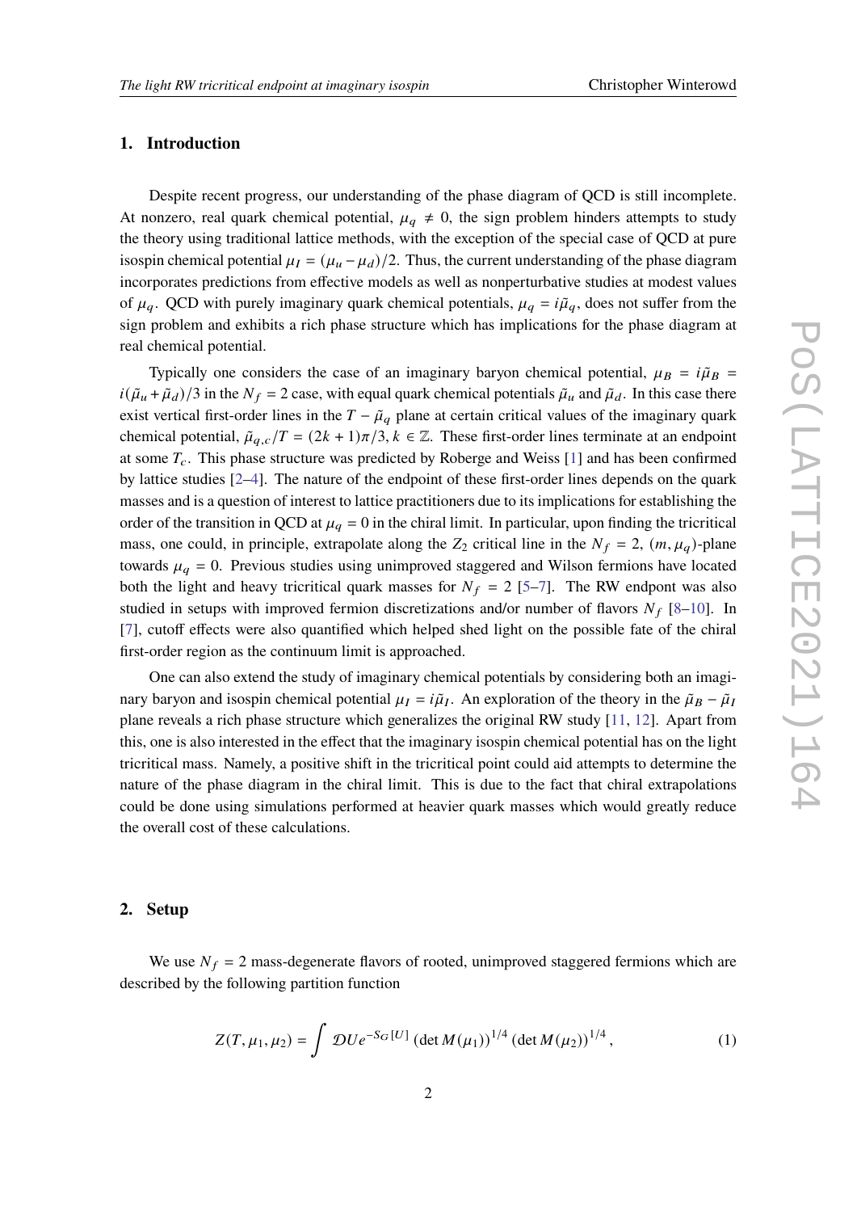## 1. Introduction

Despite recent progress, our understanding of the phase diagram of QCD is still incomplete. At nonzero, real quark chemical potential, $\mu_q \neq 0$, the sign problem hinders attempts to study the theory using traditional lattice methods, with the exception of the special case of QCD at pure isospin chemical potential $\mu_I = (\mu_u - \mu_d)/2$. Thus, the current understanding of the phase diagram incorporates predictions from effective models as well as nonperturbative studies at modest values of $\mu_q$. QCD with purely imaginary quark chemical potentials, $\mu_q = i\tilde{\mu}_q$, does not suffer from the sign problem and exhibits a rich phase structure which has implications for the phase diagram at real chemical potential.

Typically one considers the case of an imaginary baryon chemical potential, $\mu_B = i\tilde{\mu}_B = i(\tilde{\mu}_u + \tilde{\mu}_d)/3$ in the $N_f = 2$ case, with equal quark chemical potentials $\tilde{\mu}_u$ and $\tilde{\mu}_d$. In this case there exist vertical first-order lines in the $T - \tilde{\mu}_q$ plane at certain critical values of the imaginary quark chemical potential, $\tilde{\mu}_{q,c}/T = (2k+1)\pi/3, k \in \mathbb{Z}$. These first-order lines terminate at an endpoint at some $T_c$. This phase structure was predicted by Roberge and Weiss [1] and has been confirmed by lattice studies [2–4]. The nature of the endpoint of these first-order lines depends on the quark masses and is a question of interest to lattice practitioners due to its implications for establishing the order of the transition in QCD at $\mu_q = 0$ in the chiral limit. In particular, upon finding the tricritical mass, one could, in principle, extrapolate along the $Z_2$ critical line in the $N_f = 2$, $(m, \mu_q)$-plane towards $\mu_q = 0$. Previous studies using unimproved staggered and Wilson fermions have located both the light and heavy tricritical quark masses for $N_f = 2$ [5–7]. The RW endpont was also studied in setups with improved fermion discretizations and/or number of flavors $N_f$ [8–10]. In [7], cutoff effects were also quantified which helped shed light on the possible fate of the chiral first-order region as the continuum limit is approached.

One can also extend the study of imaginary chemical potentials by considering both an imaginary baryon and isospin chemical potential $\mu_I = i\tilde{\mu}_I$. An exploration of the theory in the $\tilde{\mu}_B - \tilde{\mu}_I$ plane reveals a rich phase structure which generalizes the original RW study [11, 12]. Apart from this, one is also interested in the effect that the imaginary isospin chemical potential has on the light tricritical mass. Namely, a positive shift in the tricritical point could aid attempts to determine the nature of the phase diagram in the chiral limit. This is due to the fact that chiral extrapolations could be done using simulations performed at heavier quark masses which would greatly reduce the overall cost of these calculations.

## 2. Setup

We use $N_f = 2$ mass-degenerate flavors of rooted, unimproved staggered fermions which are described by the following partition function

$$Z(T, \mu_1, \mu_2) = \int \mathcal{D}U e^{-S_G[U]} \left(\det M(\mu_1)\right)^{1/4} \left(\det M(\mu_2)\right)^{1/4}, \tag{1}$$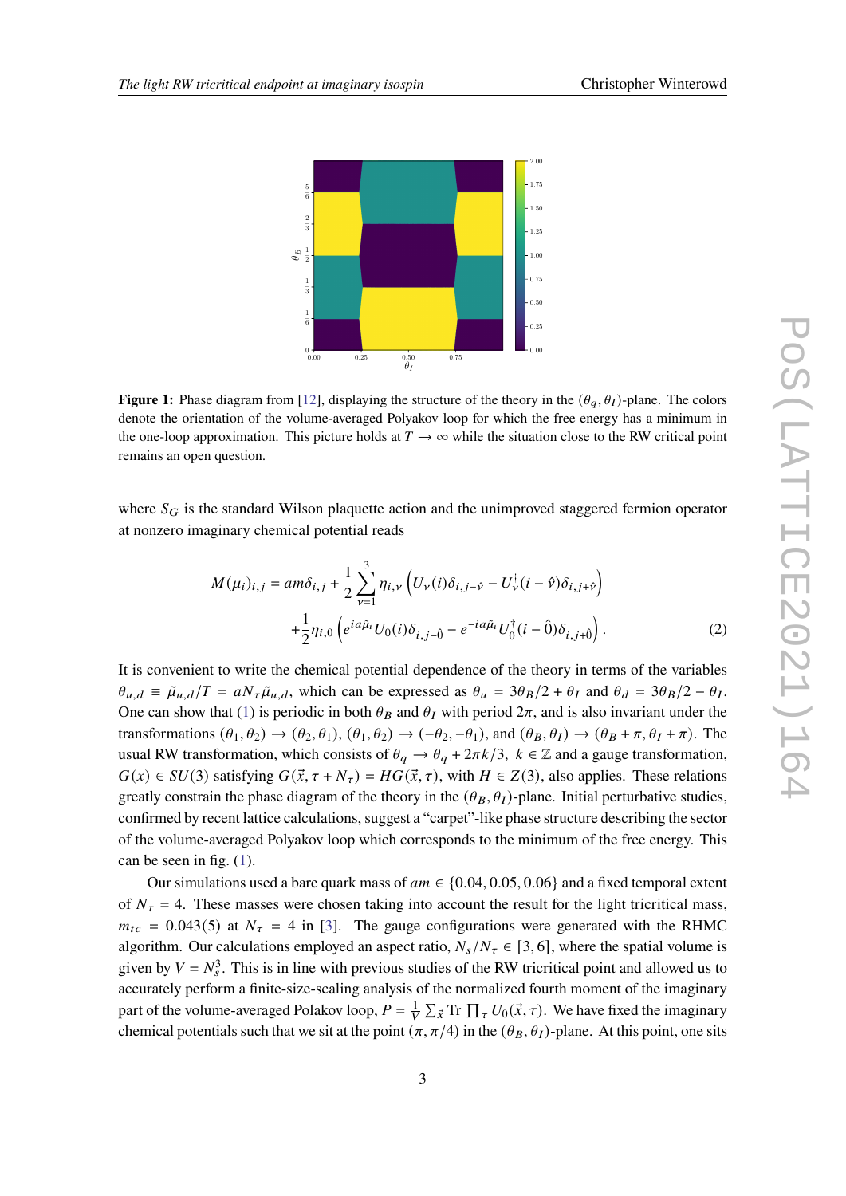**Figure 1:** Phase diagram from [12], displaying the structure of the theory in the $(\theta_q, \theta_I)$-plane. The colors denote the orientation of the volume-averaged Polyakov loop for which the free energy has a minimum in the one-loop approximation. This picture holds at $T \to \infty$ while the situation close to the RW critical point remains an open question.

where $S_G$ is the standard Wilson plaquette action and the unimproved staggered fermion operator at nonzero imaginary chemical potential reads

$$M(\mu_i)_{i,j} = am\delta_{i,j} + \frac{1}{2}\sum_{\nu=1}^{3}\eta_{i,\nu}\left(U_\nu(i)\delta_{i,j-\hat{\nu}} - U_\nu^\dagger(i-\hat{\nu})\delta_{i,j+\hat{\nu}}\right)$$
$$+\frac{1}{2}\eta_{i,0}\left(e^{ia\tilde{\mu}_i}U_0(i)\delta_{i,j-\hat{0}} - e^{-ia\tilde{\mu}_i}U_0^\dagger(i-\hat{0})\delta_{i,j+\hat{0}}\right). \tag{2}$$

It is convenient to write the chemical potential dependence of the theory in terms of the variables $\theta_{u,d} \equiv \tilde{\mu}_{u,d}/T = aN_\tau\tilde{\mu}_{u,d}$, which can be expressed as $\theta_u = 3\theta_B/2 + \theta_I$ and $\theta_d = 3\theta_B/2 - \theta_I$. One can show that (1) is periodic in both $\theta_B$ and $\theta_I$ with period $2\pi$, and is also invariant under the transformations $(\theta_1, \theta_2) \to (\theta_2, \theta_1)$, $(\theta_1, \theta_2) \to (-\theta_2, -\theta_1)$, and $(\theta_B, \theta_I) \to (\theta_B + \pi, \theta_I + \pi)$. The usual RW transformation, which consists of $\theta_q \to \theta_q + 2\pi k/3,\ k \in \mathbb{Z}$ and a gauge transformation, $G(x) \in SU(3)$ satisfying $G(\vec{x}, \tau + N_\tau) = HG(\vec{x}, \tau)$, with $H \in Z(3)$, also applies. These relations greatly constrain the phase diagram of the theory in the $(\theta_B, \theta_I)$-plane. Initial perturbative studies, confirmed by recent lattice calculations, suggest a "carpet"-like phase structure describing the sector of the volume-averaged Polyakov loop which corresponds to the minimum of the free energy. This can be seen in fig. (1).

Our simulations used a bare quark mass of $am \in \{0.04, 0.05, 0.06\}$ and a fixed temporal extent of $N_\tau = 4$. These masses were chosen taking into account the result for the light tricritical mass, $m_{tc} = 0.043(5)$ at $N_\tau = 4$ in [3]. The gauge configurations were generated with the RHMC algorithm. Our calculations employed an aspect ratio, $N_s/N_\tau \in [3, 6]$, where the spatial volume is given by $V = N_s^3$. This is in line with previous studies of the RW tricritical point and allowed us to accurately perform a finite-size-scaling analysis of the normalized fourth moment of the imaginary part of the volume-averaged Polakov loop, $P = \frac{1}{V}\sum_{\vec{x}} \mathrm{Tr} \prod_\tau U_0(\vec{x}, \tau)$. We have fixed the imaginary chemical potentials such that we sit at the point $(\pi, \pi/4)$ in the $(\theta_B, \theta_I)$-plane. At this point, one sits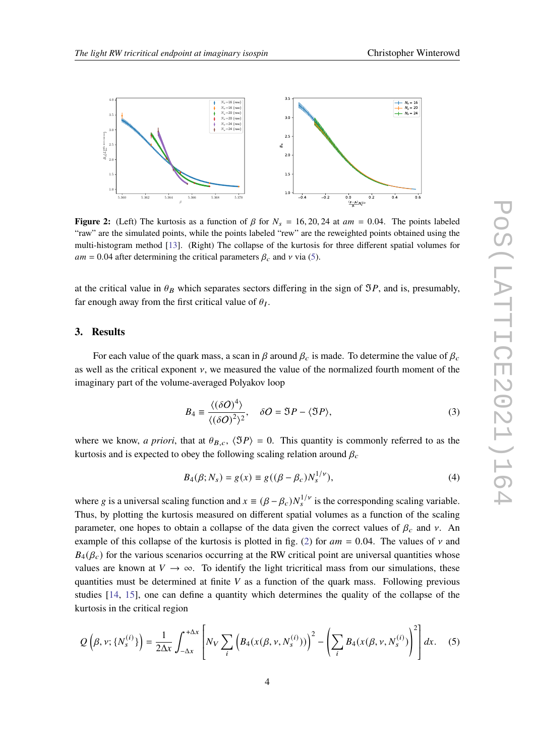**Figure 2:** (Left) The kurtosis as a function of $\beta$ for $N_s = 16, 20, 24$ at $am = 0.04$. The points labeled "raw" are the simulated points, while the points labeled "rew" are the reweighted points obtained using the multi-histogram method [13]. (Right) The collapse of the kurtosis for three different spatial volumes for $am = 0.04$ after determining the critical parameters $\beta_c$ and $\nu$ via (5).

at the critical value in $\theta_B$ which separates sectors differing in the sign of $\Im P$, and is, presumably, far enough away from the first critical value of $\theta_I$.

## 3. Results

For each value of the quark mass, a scan in $\beta$ around $\beta_c$ is made. To determine the value of $\beta_c$ as well as the critical exponent $\nu$, we measured the value of the normalized fourth moment of the imaginary part of the volume-averaged Polyakov loop

$$B_4 \equiv \frac{\langle(\delta O)^4\rangle}{\langle(\delta O)^2\rangle^2}, \quad \delta O = \Im P - \langle \Im P \rangle, \tag{3}$$

where we know, *a priori*, that at $\theta_{B,c}$, $\langle \Im P \rangle = 0$. This quantity is commonly referred to as the kurtosis and is expected to obey the following scaling relation around $\beta_c$

$$B_4(\beta; N_s) = g(x) \equiv g((\beta - \beta_c)N_s^{1/\nu}), \tag{4}$$

where $g$ is a universal scaling function and $x \equiv (\beta - \beta_c)N_s^{1/\nu}$ is the corresponding scaling variable. Thus, by plotting the kurtosis measured on different spatial volumes as a function of the scaling parameter, one hopes to obtain a collapse of the data given the correct values of $\beta_c$ and $\nu$. An example of this collapse of the kurtosis is plotted in fig. (2) for $am = 0.04$. The values of $\nu$ and $B_4(\beta_c)$ for the various scenarios occurring at the RW critical point are universal quantities whose values are known at $V \to \infty$. To identify the light tricritical mass from our simulations, these quantities must be determined at finite $V$ as a function of the quark mass. Following previous studies [14, 15], one can define a quantity which determines the quality of the collapse of the kurtosis in the critical region

$$Q\left(\beta, \nu; \{N_s^{(i)}\}\right) = \frac{1}{2\Delta x}\int_{-\Delta x}^{+\Delta x}\left[N_V \sum_i \left(B_4(x(\beta, \nu, N_s^{(i)}))\right)^2 - \left(\sum_i B_4(x(\beta, \nu, N_s^{(i)})\right)^2\right] dx. \tag{5}$$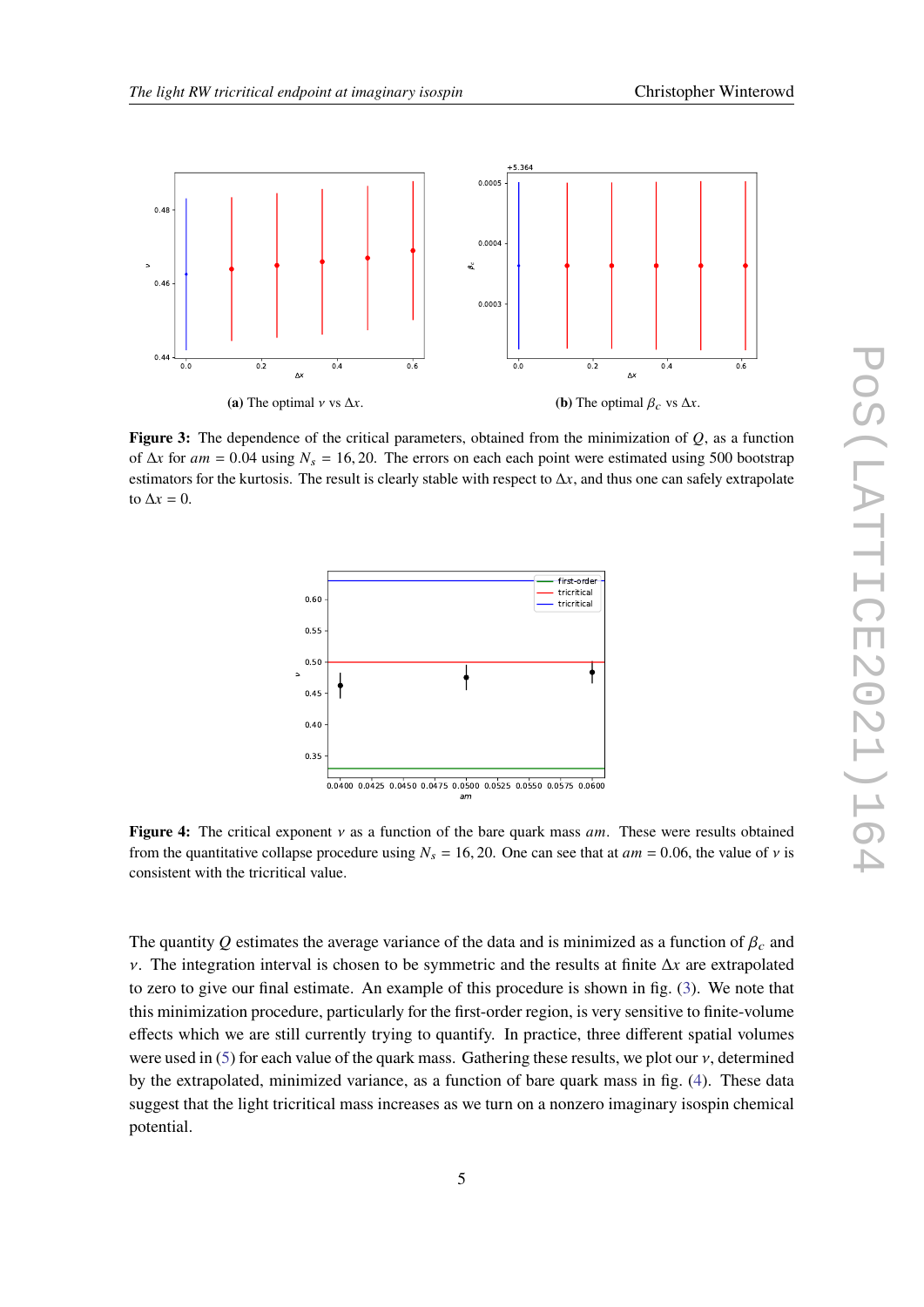(a) The optimal $\nu$ vs $\Delta x$.

(b) The optimal $\beta_c$ vs $\Delta x$.

**Figure 3:** The dependence of the critical parameters, obtained from the minimization of $Q$, as a function of $\Delta x$ for $am = 0.04$ using $N_s = 16, 20$. The errors on each each point were estimated using 500 bootstrap estimators for the kurtosis. The result is clearly stable with respect to $\Delta x$, and thus one can safely extrapolate to $\Delta x = 0$.

**Figure 4:** The critical exponent $\nu$ as a function of the bare quark mass $am$. These were results obtained from the quantitative collapse procedure using $N_s = 16, 20$. One can see that at $am = 0.06$, the value of $\nu$ is consistent with the tricritical value.

The quantity $Q$ estimates the average variance of the data and is minimized as a function of $\beta_c$ and $\nu$. The integration interval is chosen to be symmetric and the results at finite $\Delta x$ are extrapolated to zero to give our final estimate. An example of this procedure is shown in fig. (3). We note that this minimization procedure, particularly for the first-order region, is very sensitive to finite-volume effects which we are still currently trying to quantify. In practice, three different spatial volumes were used in (5) for each value of the quark mass. Gathering these results, we plot our $\nu$, determined by the extrapolated, minimized variance, as a function of bare quark mass in fig. (4). These data suggest that the light tricritical mass increases as we turn on a nonzero imaginary isospin chemical potential.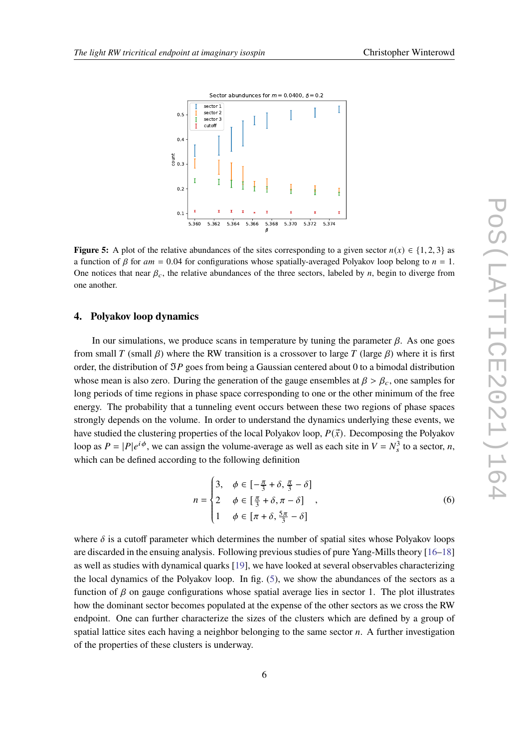**Figure 5:** A plot of the relative abundances of the sites corresponding to a given sector $n(x) \in \{1, 2, 3\}$ as a function of $\beta$ for $am = 0.04$ for configurations whose spatially-averaged Polyakov loop belong to $n = 1$. One notices that near $\beta_c$, the relative abundances of the three sectors, labeled by $n$, begin to diverge from one another.

## 4. Polyakov loop dynamics

In our simulations, we produce scans in temperature by tuning the parameter $\beta$. As one goes from small $T$ (small $\beta$) where the RW transition is a crossover to large $T$ (large $\beta$) where it is first order, the distribution of $\Im P$ goes from being a Gaussian centered about 0 to a bimodal distribution whose mean is also zero. During the generation of the gauge ensembles at $\beta > \beta_c$, one samples for long periods of time regions in phase space corresponding to one or the other minimum of the free energy. The probability that a tunneling event occurs between these two regions of phase spaces strongly depends on the volume. In order to understand the dynamics underlying these events, we have studied the clustering properties of the local Polyakov loop, $P(\vec{x})$. Decomposing the Polyakov loop as $P = |P|e^{i\phi}$, we can assign the volume-average as well as each site in $V = N_s^3$ to a sector, $n$, which can be defined according to the following definition

$$n = \begin{cases} 3, & \phi \in [-\frac{\pi}{3} + \delta, \frac{\pi}{3} - \delta] \\ 2 & \phi \in [\frac{\pi}{3} + \delta, \pi - \delta] \\ 1 & \phi \in [\pi + \delta, \frac{5\pi}{3} - \delta] \end{cases} , \tag{6}$$

where $\delta$ is a cutoff parameter which determines the number of spatial sites whose Polyakov loops are discarded in the ensuing analysis. Following previous studies of pure Yang-Mills theory [16–18] as well as studies with dynamical quarks [19], we have looked at several observables characterizing the local dynamics of the Polyakov loop. In fig. (5), we show the abundances of the sectors as a function of $\beta$ on gauge configurations whose spatial average lies in sector 1. The plot illustrates how the dominant sector becomes populated at the expense of the other sectors as we cross the RW endpoint. One can further characterize the sizes of the clusters which are defined by a group of spatial lattice sites each having a neighbor belonging to the same sector $n$. A further investigation of the properties of these clusters is underway.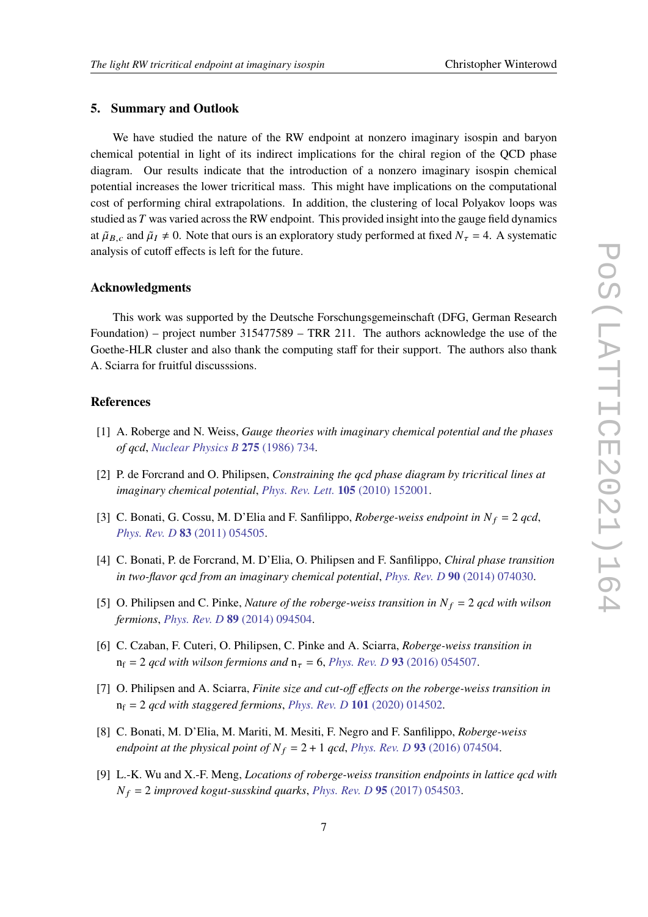## 5. Summary and Outlook

We have studied the nature of the RW endpoint at nonzero imaginary isospin and baryon chemical potential in light of its indirect implications for the chiral region of the QCD phase diagram. Our results indicate that the introduction of a nonzero imaginary isospin chemical potential increases the lower tricritical mass. This might have implications on the computational cost of performing chiral extrapolations. In addition, the clustering of local Polyakov loops was studied as $T$ was varied across the RW endpoint. This provided insight into the gauge field dynamics at $\tilde{\mu}_{B,c}$ and $\tilde{\mu}_I \neq 0$. Note that ours is an exploratory study performed at fixed $N_\tau = 4$. A systematic analysis of cutoff effects is left for the future.

### Acknowledgments

This work was supported by the Deutsche Forschungsgemeinschaft (DFG, German Research Foundation) – project number 315477589 – TRR 211. The authors acknowledge the use of the Goethe-HLR cluster and also thank the computing staff for their support. The authors also thank A. Sciarra for fruitful discusssions.

### References

[1] A. Roberge and N. Weiss, *Gauge theories with imaginary chemical potential and the phases of qcd*, Nuclear Physics B **275** (1986) 734.

[2] P. de Forcrand and O. Philipsen, *Constraining the qcd phase diagram by tricritical lines at imaginary chemical potential*, Phys. Rev. Lett. **105** (2010) 152001.

[3] C. Bonati, G. Cossu, M. D'Elia and F. Sanfilippo, *Roberge-weiss endpoint in $N_f = 2$ qcd*, Phys. Rev. D **83** (2011) 054505.

[4] C. Bonati, P. de Forcrand, M. D'Elia, O. Philipsen and F. Sanfilippo, *Chiral phase transition in two-flavor qcd from an imaginary chemical potential*, Phys. Rev. D **90** (2014) 074030.

[5] O. Philipsen and C. Pinke, *Nature of the roberge-weiss transition in $N_f = 2$ qcd with wilson fermions*, Phys. Rev. D **89** (2014) 094504.

[6] C. Czaban, F. Cuteri, O. Philipsen, C. Pinke and A. Sciarra, *Roberge-weiss transition in $\mathrm{n_f} = 2$ qcd with wilson fermions and $\mathrm{n}_\tau = 6$*, Phys. Rev. D **93** (2016) 054507.

[7] O. Philipsen and A. Sciarra, *Finite size and cut-off effects on the roberge-weiss transition in $\mathrm{n_f} = 2$ qcd with staggered fermions*, Phys. Rev. D **101** (2020) 014502.

[8] C. Bonati, M. D'Elia, M. Mariti, M. Mesiti, F. Negro and F. Sanfilippo, *Roberge-weiss endpoint at the physical point of $N_f = 2 + 1$ qcd*, Phys. Rev. D **93** (2016) 074504.

[9] L.-K. Wu and X.-F. Meng, *Locations of roberge-weiss transition endpoints in lattice qcd with $N_f = 2$ improved kogut-susskind quarks*, Phys. Rev. D **95** (2017) 054503.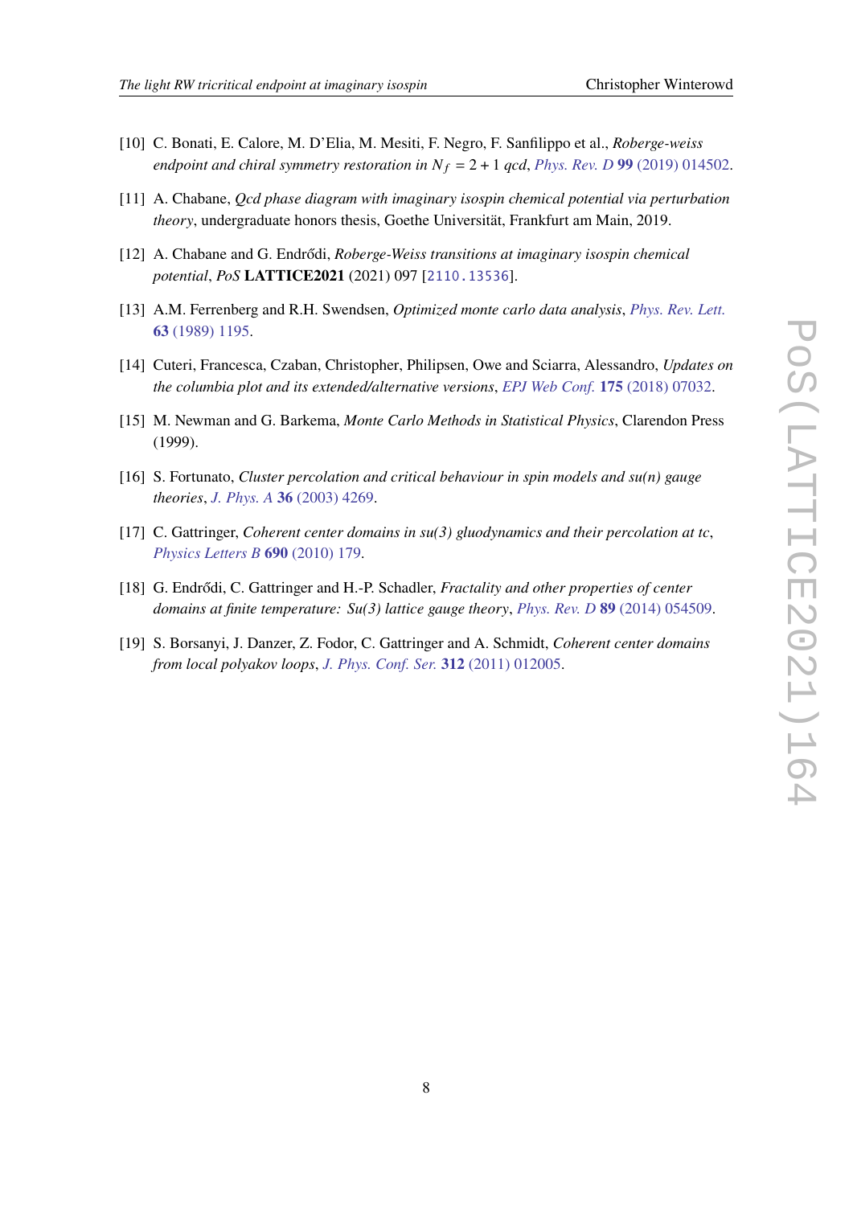[10] C. Bonati, E. Calore, M. D'Elia, M. Mesiti, F. Negro, F. Sanfilippo et al., *Roberge-weiss endpoint and chiral symmetry restoration in $N_f = 2 + 1$ qcd*, *Phys. Rev. D* **99** (2019) 014502.

[11] A. Chabane, *Qcd phase diagram with imaginary isospin chemical potential via perturbation theory*, undergraduate honors thesis, Goethe Universität, Frankfurt am Main, 2019.

[12] A. Chabane and G. Endrődi, *Roberge-Weiss transitions at imaginary isospin chemical potential*, *PoS* **LATTICE2021** (2021) 097 [2110.13536].

[13] A.M. Ferrenberg and R.H. Swendsen, *Optimized monte carlo data analysis*, *Phys. Rev. Lett.* **63** (1989) 1195.

[14] Cuteri, Francesca, Czaban, Christopher, Philipsen, Owe and Sciarra, Alessandro, *Updates on the columbia plot and its extended/alternative versions*, *EPJ Web Conf.* **175** (2018) 07032.

[15] M. Newman and G. Barkema, *Monte Carlo Methods in Statistical Physics*, Clarendon Press (1999).

[16] S. Fortunato, *Cluster percolation and critical behaviour in spin models and su(n) gauge theories*, *J. Phys. A* **36** (2003) 4269.

[17] C. Gattringer, *Coherent center domains in su(3) gluodynamics and their percolation at tc*, *Physics Letters B* **690** (2010) 179.

[18] G. Endrődi, C. Gattringer and H.-P. Schadler, *Fractality and other properties of center domains at finite temperature: Su(3) lattice gauge theory*, *Phys. Rev. D* **89** (2014) 054509.

[19] S. Borsanyi, J. Danzer, Z. Fodor, C. Gattringer and A. Schmidt, *Coherent center domains from local polyakov loops*, *J. Phys. Conf. Ser.* **312** (2011) 012005.